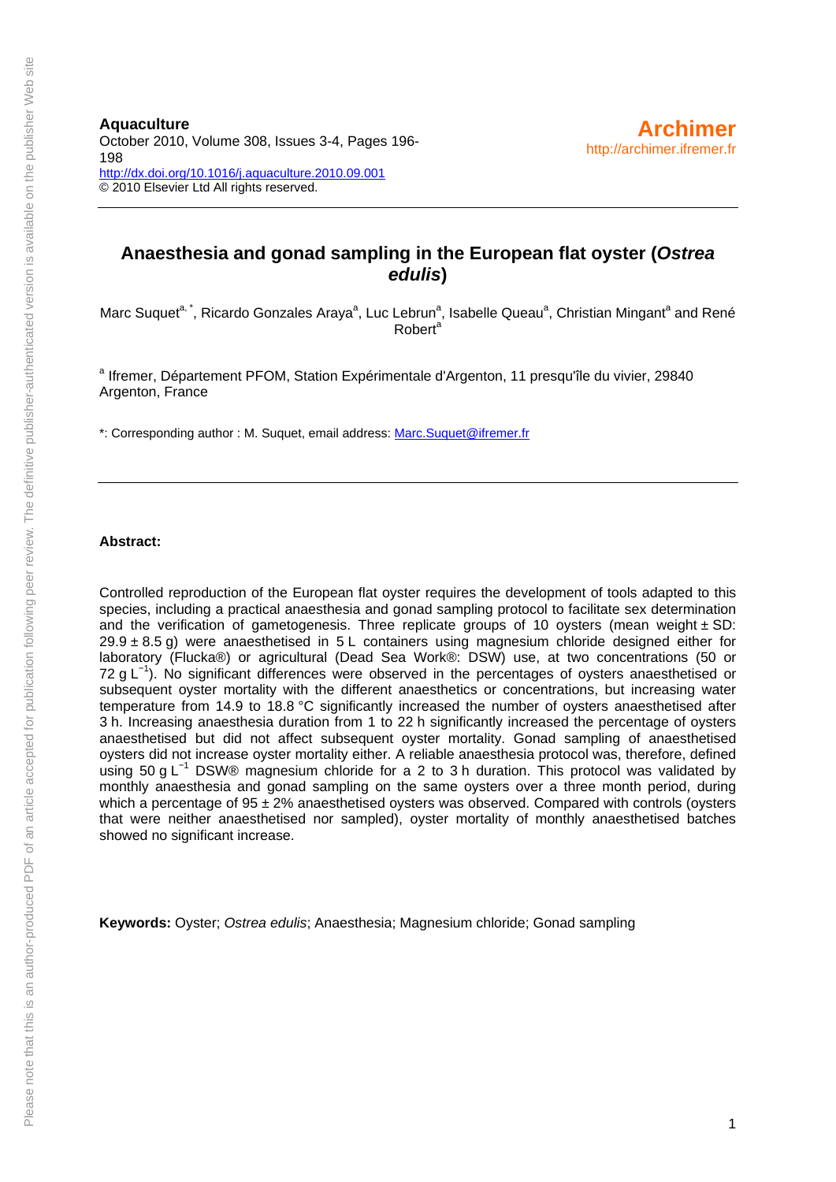**Aquaculture**
October 2010, Volume 308, Issues 3-4, Pages 196-198
http://dx.doi.org/10.1016/j.aquaculture.2010.09.001
© 2010 Elsevier Ltd All rights reserved.

**Archimer**
http://archimer.ifremer.fr

# Anaesthesia and gonad sampling in the European flat oyster (*Ostrea edulis*)

Marc Suquet[a, *], Ricardo Gonzales Araya[a], Luc Lebrun[a], Isabelle Queau[a], Christian Mingant[a] and René Robert[a]

[a] Ifremer, Département PFOM, Station Expérimentale d'Argenton, 11 presqu'île du vivier, 29840 Argenton, France

*: Corresponding author : M. Suquet, email address: Marc.Suquet@ifremer.fr

**Abstract:**

Controlled reproduction of the European flat oyster requires the development of tools adapted to this species, including a practical anaesthesia and gonad sampling protocol to facilitate sex determination and the verification of gametogenesis. Three replicate groups of 10 oysters (mean weight ± SD: 29.9 ± 8.5 g) were anaesthetised in 5 L containers using magnesium chloride designed either for laboratory (Flucka®) or agricultural (Dead Sea Work®: DSW) use, at two concentrations (50 or 72 g $L^{-1}$). No significant differences were observed in the percentages of oysters anaesthetised or subsequent oyster mortality with the different anaesthetics or concentrations, but increasing water temperature from 14.9 to 18.8 °C significantly increased the number of oysters anaesthetised after 3 h. Increasing anaesthesia duration from 1 to 22 h significantly increased the percentage of oysters anaesthetised but did not affect subsequent oyster mortality. Gonad sampling of anaesthetised oysters did not increase oyster mortality either. A reliable anaesthesia protocol was, therefore, defined using 50 g $L^{-1}$ DSW® magnesium chloride for a 2 to 3 h duration. This protocol was validated by monthly anaesthesia and gonad sampling on the same oysters over a three month period, during which a percentage of 95 ± 2% anaesthetised oysters was observed. Compared with controls (oysters that were neither anaesthetised nor sampled), oyster mortality of monthly anaesthetised batches showed no significant increase.

**Keywords:** Oyster; *Ostrea edulis*; Anaesthesia; Magnesium chloride; Gonad sampling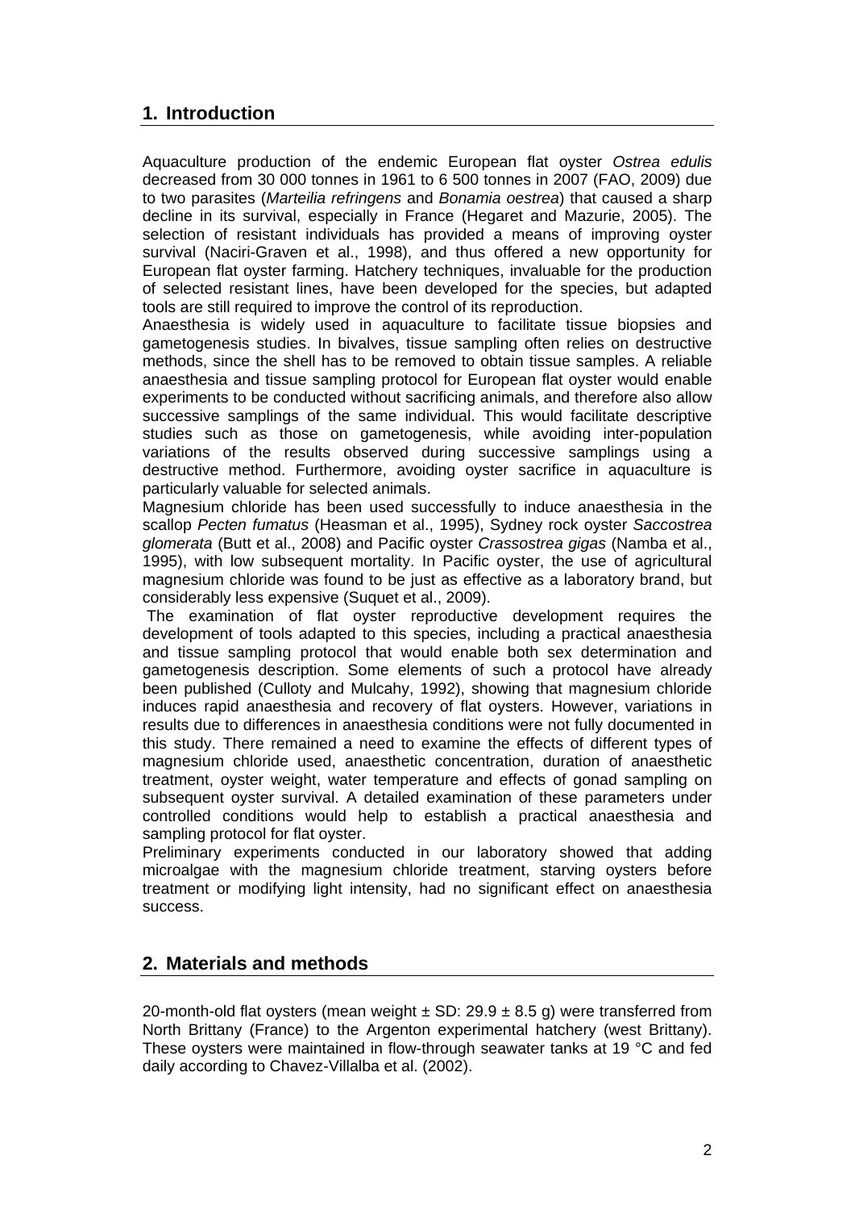## 1. Introduction

Aquaculture production of the endemic European flat oyster *Ostrea edulis* decreased from 30 000 tonnes in 1961 to 6 500 tonnes in 2007 (FAO, 2009) due to two parasites (*Marteilia refringens* and *Bonamia oestrea*) that caused a sharp decline in its survival, especially in France (Hegaret and Mazurie, 2005). The selection of resistant individuals has provided a means of improving oyster survival (Naciri-Graven et al., 1998), and thus offered a new opportunity for European flat oyster farming. Hatchery techniques, invaluable for the production of selected resistant lines, have been developed for the species, but adapted tools are still required to improve the control of its reproduction.

Anaesthesia is widely used in aquaculture to facilitate tissue biopsies and gametogenesis studies. In bivalves, tissue sampling often relies on destructive methods, since the shell has to be removed to obtain tissue samples. A reliable anaesthesia and tissue sampling protocol for European flat oyster would enable experiments to be conducted without sacrificing animals, and therefore also allow successive samplings of the same individual. This would facilitate descriptive studies such as those on gametogenesis, while avoiding inter-population variations of the results observed during successive samplings using a destructive method. Furthermore, avoiding oyster sacrifice in aquaculture is particularly valuable for selected animals.

Magnesium chloride has been used successfully to induce anaesthesia in the scallop *Pecten fumatus* (Heasman et al., 1995), Sydney rock oyster *Saccostrea glomerata* (Butt et al., 2008) and Pacific oyster *Crassostrea gigas* (Namba et al., 1995), with low subsequent mortality. In Pacific oyster, the use of agricultural magnesium chloride was found to be just as effective as a laboratory brand, but considerably less expensive (Suquet et al., 2009).

The examination of flat oyster reproductive development requires the development of tools adapted to this species, including a practical anaesthesia and tissue sampling protocol that would enable both sex determination and gametogenesis description. Some elements of such a protocol have already been published (Culloty and Mulcahy, 1992), showing that magnesium chloride induces rapid anaesthesia and recovery of flat oysters. However, variations in results due to differences in anaesthesia conditions were not fully documented in this study. There remained a need to examine the effects of different types of magnesium chloride used, anaesthetic concentration, duration of anaesthetic treatment, oyster weight, water temperature and effects of gonad sampling on subsequent oyster survival. A detailed examination of these parameters under controlled conditions would help to establish a practical anaesthesia and sampling protocol for flat oyster.

Preliminary experiments conducted in our laboratory showed that adding microalgae with the magnesium chloride treatment, starving oysters before treatment or modifying light intensity, had no significant effect on anaesthesia success.

## 2. Materials and methods

20-month-old flat oysters (mean weight ± SD: 29.9 ± 8.5 g) were transferred from North Brittany (France) to the Argenton experimental hatchery (west Brittany). These oysters were maintained in flow-through seawater tanks at 19 °C and fed daily according to Chavez-Villalba et al. (2002).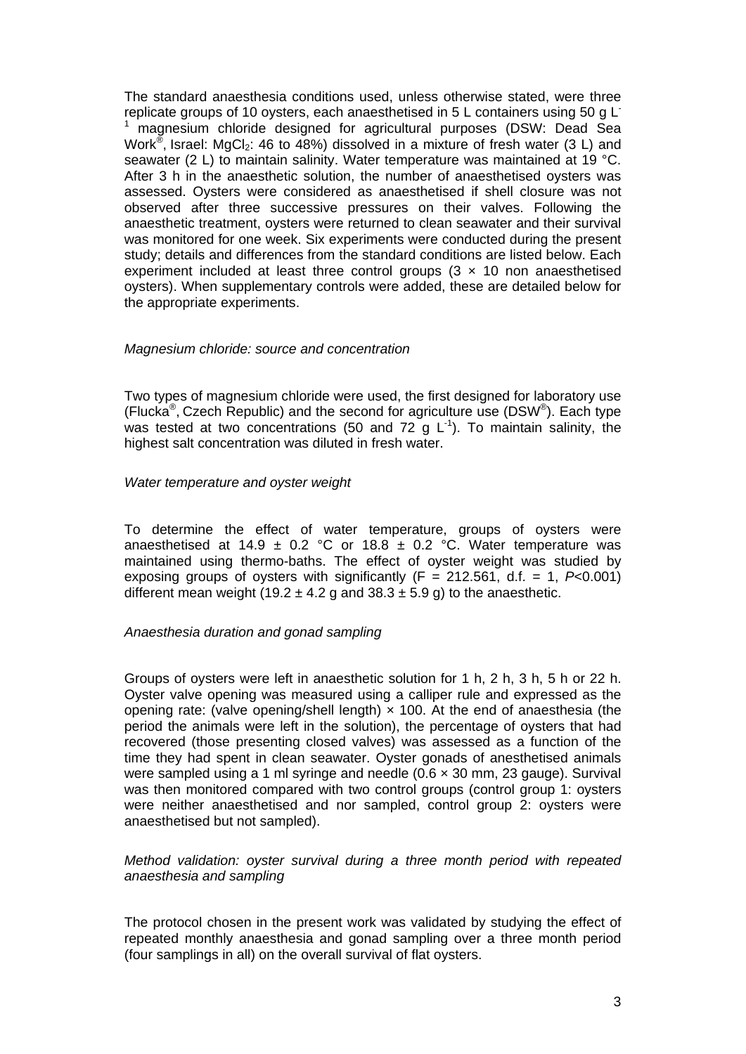The standard anaesthesia conditions used, unless otherwise stated, were three replicate groups of 10 oysters, each anaesthetised in 5 L containers using 50 g $L^{-1}$ magnesium chloride designed for agricultural purposes (DSW: Dead Sea Work®, Israel: $MgCl_2$: 46 to 48%) dissolved in a mixture of fresh water (3 L) and seawater (2 L) to maintain salinity. Water temperature was maintained at 19 °C. After 3 h in the anaesthetic solution, the number of anaesthetised oysters was assessed. Oysters were considered as anaesthetised if shell closure was not observed after three successive pressures on their valves. Following the anaesthetic treatment, oysters were returned to clean seawater and their survival was monitored for one week. Six experiments were conducted during the present study; details and differences from the standard conditions are listed below. Each experiment included at least three control groups (3 × 10 non anaesthetised oysters). When supplementary controls were added, these are detailed below for the appropriate experiments.

*Magnesium chloride: source and concentration*

Two types of magnesium chloride were used, the first designed for laboratory use (Flucka®, Czech Republic) and the second for agriculture use (DSW®). Each type was tested at two concentrations (50 and 72 g $L^{-1}$). To maintain salinity, the highest salt concentration was diluted in fresh water.

*Water temperature and oyster weight*

To determine the effect of water temperature, groups of oysters were anaesthetised at 14.9 ± 0.2 °C or 18.8 ± 0.2 °C. Water temperature was maintained using thermo-baths. The effect of oyster weight was studied by exposing groups of oysters with significantly ($F = 212.561$, d.f. = 1, $P<0.001$) different mean weight (19.2 ± 4.2 g and 38.3 ± 5.9 g) to the anaesthetic.

*Anaesthesia duration and gonad sampling*

Groups of oysters were left in anaesthetic solution for 1 h, 2 h, 3 h, 5 h or 22 h. Oyster valve opening was measured using a calliper rule and expressed as the opening rate: (valve opening/shell length) × 100. At the end of anaesthesia (the period the animals were left in the solution), the percentage of oysters that had recovered (those presenting closed valves) was assessed as a function of the time they had spent in clean seawater. Oyster gonads of anesthetised animals were sampled using a 1 ml syringe and needle (0.6 × 30 mm, 23 gauge). Survival was then monitored compared with two control groups (control group 1: oysters were neither anaesthetised and nor sampled, control group 2: oysters were anaesthetised but not sampled).

*Method validation: oyster survival during a three month period with repeated anaesthesia and sampling*

The protocol chosen in the present work was validated by studying the effect of repeated monthly anaesthesia and gonad sampling over a three month period (four samplings in all) on the overall survival of flat oysters.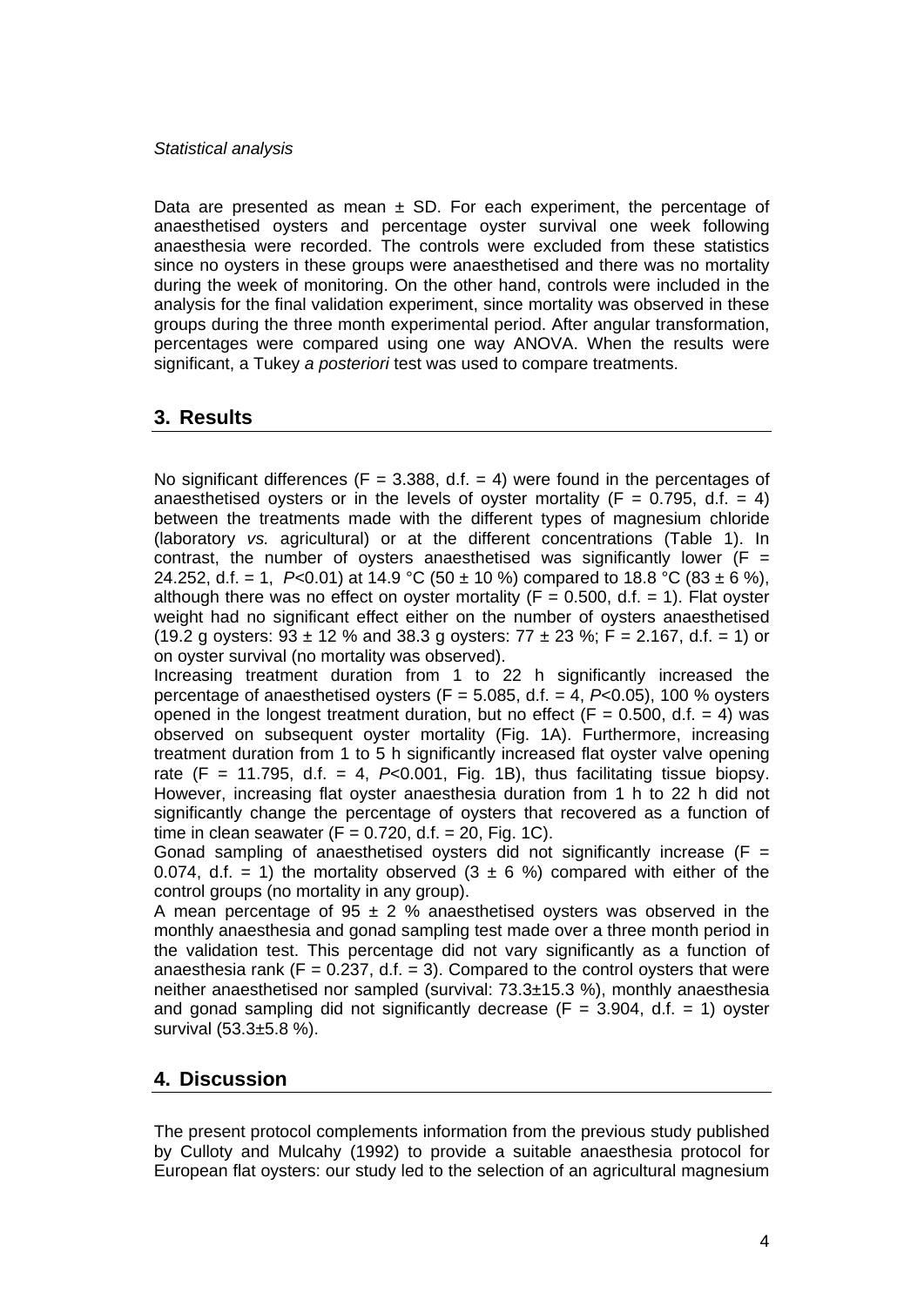*Statistical analysis*

Data are presented as mean ± SD. For each experiment, the percentage of anaesthetised oysters and percentage oyster survival one week following anaesthesia were recorded. The controls were excluded from these statistics since no oysters in these groups were anaesthetised and there was no mortality during the week of monitoring. On the other hand, controls were included in the analysis for the final validation experiment, since mortality was observed in these groups during the three month experimental period. After angular transformation, percentages were compared using one way ANOVA. When the results were significant, a Tukey *a posteriori* test was used to compare treatments.

## 3. Results

No significant differences ($F = 3.388$, d.f. = 4) were found in the percentages of anaesthetised oysters or in the levels of oyster mortality ($F = 0.795$, d.f. = 4) between the treatments made with the different types of magnesium chloride (laboratory *vs.* agricultural) or at the different concentrations (Table 1). In contrast, the number of oysters anaesthetised was significantly lower ($F = 24.252$, d.f. = 1, $P<0.01$) at 14.9 °C (50 ± 10 %) compared to 18.8 °C (83 ± 6 %), although there was no effect on oyster mortality ($F = 0.500$, d.f. = 1). Flat oyster weight had no significant effect either on the number of oysters anaesthetised (19.2 g oysters: 93 ± 12 % and 38.3 g oysters: 77 ± 23 %; $F = 2.167$, d.f. = 1) or on oyster survival (no mortality was observed).

Increasing treatment duration from 1 to 22 h significantly increased the percentage of anaesthetised oysters ($F = 5.085$, d.f. = 4, $P<0.05$), 100 % oysters opened in the longest treatment duration, but no effect ($F = 0.500$, d.f. = 4) was observed on subsequent oyster mortality (Fig. 1A). Furthermore, increasing treatment duration from 1 to 5 h significantly increased flat oyster valve opening rate ($F = 11.795$, d.f. = 4, $P<0.001$, Fig. 1B), thus facilitating tissue biopsy. However, increasing flat oyster anaesthesia duration from 1 h to 22 h did not significantly change the percentage of oysters that recovered as a function of time in clean seawater ($F = 0.720$, d.f. = 20, Fig. 1C).

Gonad sampling of anaesthetised oysters did not significantly increase ($F = 0.074$, d.f. = 1) the mortality observed (3 ± 6 %) compared with either of the control groups (no mortality in any group).

A mean percentage of 95 ± 2 % anaesthetised oysters was observed in the monthly anaesthesia and gonad sampling test made over a three month period in the validation test. This percentage did not vary significantly as a function of anaesthesia rank ($F = 0.237$, d.f. = 3). Compared to the control oysters that were neither anaesthetised nor sampled (survival: 73.3±15.3 %), monthly anaesthesia and gonad sampling did not significantly decrease ($F = 3.904$, d.f. = 1) oyster survival (53.3±5.8 %).

## 4. Discussion

The present protocol complements information from the previous study published by Culloty and Mulcahy (1992) to provide a suitable anaesthesia protocol for European flat oysters: our study led to the selection of an agricultural magnesium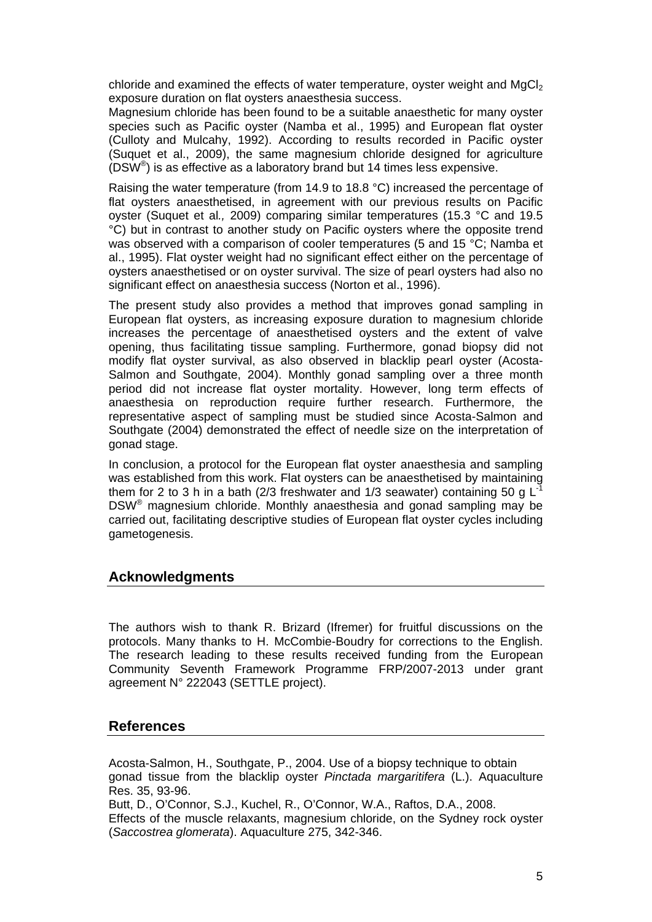chloride and examined the effects of water temperature, oyster weight and $MgCl_2$ exposure duration on flat oysters anaesthesia success.

Magnesium chloride has been found to be a suitable anaesthetic for many oyster species such as Pacific oyster (Namba et al., 1995) and European flat oyster (Culloty and Mulcahy, 1992). According to results recorded in Pacific oyster (Suquet et al., 2009), the same magnesium chloride designed for agriculture (DSW®) is as effective as a laboratory brand but 14 times less expensive.

Raising the water temperature (from 14.9 to 18.8 °C) increased the percentage of flat oysters anaesthetised, in agreement with our previous results on Pacific oyster (Suquet et al*.,* 2009) comparing similar temperatures (15.3 °C and 19.5 °C) but in contrast to another study on Pacific oysters where the opposite trend was observed with a comparison of cooler temperatures (5 and 15 °C; Namba et al., 1995). Flat oyster weight had no significant effect either on the percentage of oysters anaesthetised or on oyster survival. The size of pearl oysters had also no significant effect on anaesthesia success (Norton et al., 1996).

The present study also provides a method that improves gonad sampling in European flat oysters, as increasing exposure duration to magnesium chloride increases the percentage of anaesthetised oysters and the extent of valve opening, thus facilitating tissue sampling. Furthermore, gonad biopsy did not modify flat oyster survival, as also observed in blacklip pearl oyster (Acosta-Salmon and Southgate, 2004). Monthly gonad sampling over a three month period did not increase flat oyster mortality. However, long term effects of anaesthesia on reproduction require further research. Furthermore, the representative aspect of sampling must be studied since Acosta-Salmon and Southgate (2004) demonstrated the effect of needle size on the interpretation of gonad stage.

In conclusion, a protocol for the European flat oyster anaesthesia and sampling was established from this work. Flat oysters can be anaesthetised by maintaining them for 2 to 3 h in a bath (2/3 freshwater and 1/3 seawater) containing 50 g $L^{-1}$ DSW® magnesium chloride. Monthly anaesthesia and gonad sampling may be carried out, facilitating descriptive studies of European flat oyster cycles including gametogenesis.

## Acknowledgments

The authors wish to thank R. Brizard (Ifremer) for fruitful discussions on the protocols. Many thanks to H. McCombie-Boudry for corrections to the English. The research leading to these results received funding from the European Community Seventh Framework Programme FRP/2007-2013 under grant agreement N° 222043 (SETTLE project).

## References

Acosta-Salmon, H., Southgate, P., 2004. Use of a biopsy technique to obtain gonad tissue from the blacklip oyster *Pinctada margaritifera* (L.). Aquaculture Res. 35, 93-96.

Butt, D., O'Connor, S.J., Kuchel, R., O'Connor, W.A., Raftos, D.A., 2008. Effects of the muscle relaxants, magnesium chloride, on the Sydney rock oyster (*Saccostrea glomerata*). Aquaculture 275, 342-346.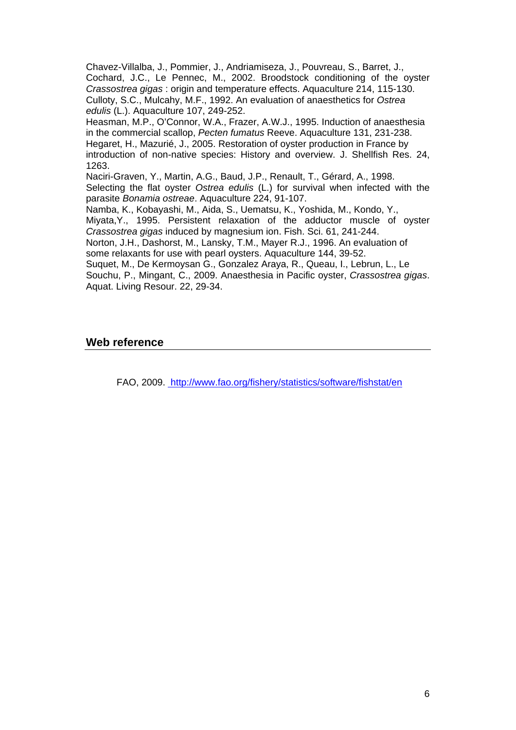Chavez-Villalba, J., Pommier, J., Andriamiseza, J., Pouvreau, S., Barret, J., Cochard, J.C., Le Pennec, M., 2002. Broodstock conditioning of the oyster *Crassostrea gigas* : origin and temperature effects. Aquaculture 214, 115-130.

Culloty, S.C., Mulcahy, M.F., 1992. An evaluation of anaesthetics for *Ostrea edulis* (L.). Aquaculture 107, 249-252.

Heasman, M.P., O'Connor, W.A., Frazer, A.W.J., 1995. Induction of anaesthesia in the commercial scallop, *Pecten fumatus* Reeve. Aquaculture 131, 231-238.

Hegaret, H., Mazurié, J., 2005. Restoration of oyster production in France by introduction of non-native species: History and overview. J. Shellfish Res. 24, 1263.

Naciri-Graven, Y., Martin, A.G., Baud, J.P., Renault, T., Gérard, A., 1998. Selecting the flat oyster *Ostrea edulis* (L.) for survival when infected with the parasite *Bonamia ostreae*. Aquaculture 224, 91-107.

Namba, K., Kobayashi, M., Aida, S., Uematsu, K., Yoshida, M., Kondo, Y., Miyata,Y., 1995. Persistent relaxation of the adductor muscle of oyster *Crassostrea gigas* induced by magnesium ion. Fish. Sci. 61, 241-244.

Norton, J.H., Dashorst, M., Lansky, T.M., Mayer R.J., 1996. An evaluation of some relaxants for use with pearl oysters. Aquaculture 144, 39-52.

Suquet, M., De Kermoysan G., Gonzalez Araya, R., Queau, I., Lebrun, L., Le Souchu, P., Mingant, C., 2009. Anaesthesia in Pacific oyster, *Crassostrea gigas*. Aquat. Living Resour. 22, 29-34.

## Web reference

FAO, 2009. http://www.fao.org/fishery/statistics/software/fishstat/en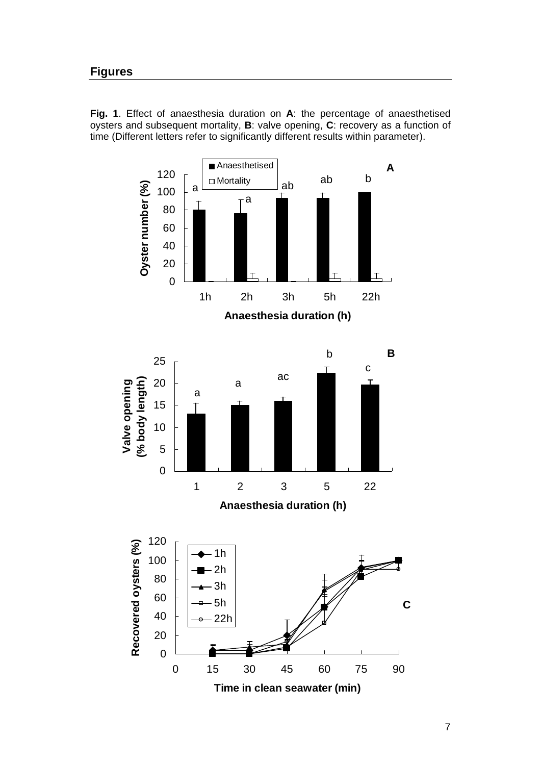## Figures

**Fig. 1**. Effect of anaesthesia duration on **A**: the percentage of anaesthetised oysters and subsequent mortality, **B**: valve opening, **C**: recovery as a function of time (Different letters refer to significantly different results within parameter).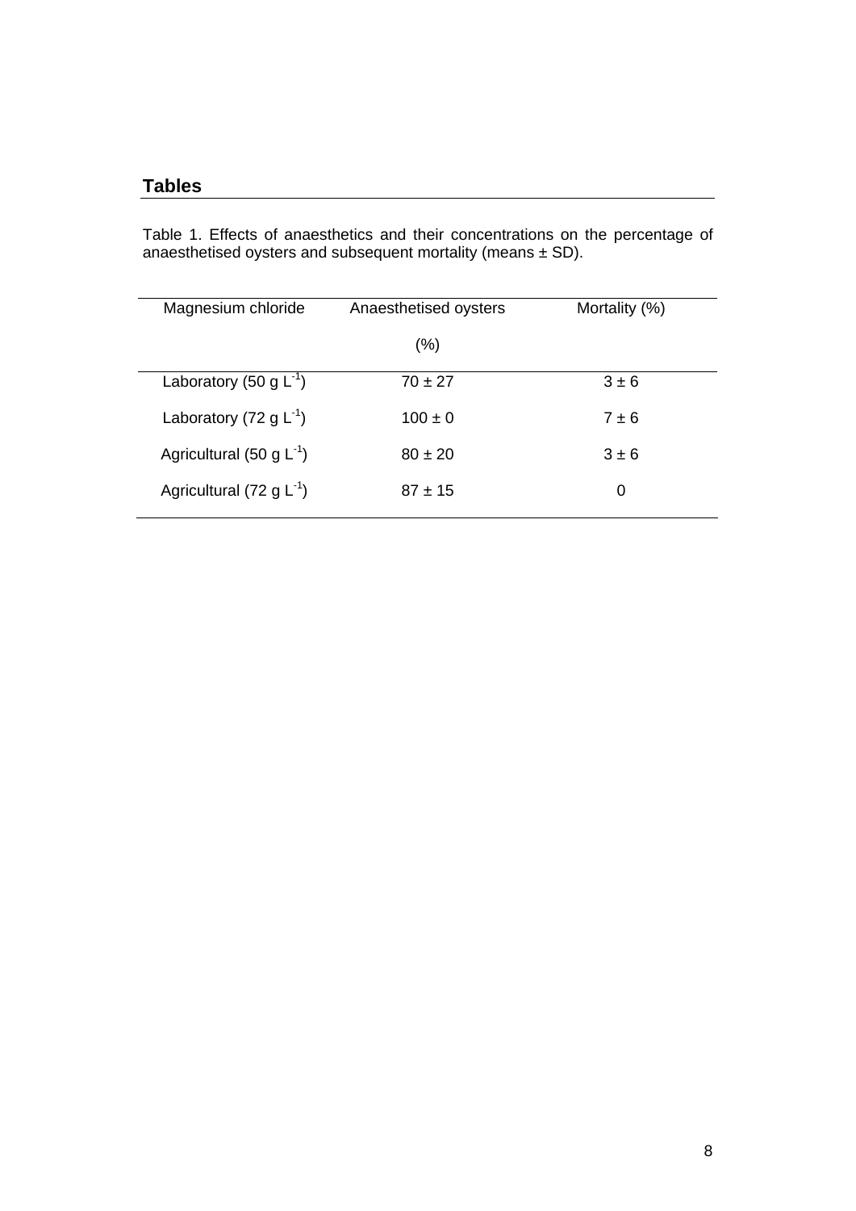## Tables

Table 1. Effects of anaesthetics and their concentrations on the percentage of anaesthetised oysters and subsequent mortality (means ± SD).

| Magnesium chloride | Anaesthetised oysters (%) | Mortality (%) |
|---|---|---|
| Laboratory (50 g $L^{-1}$) | 70 ± 27 | 3 ± 6 |
| Laboratory (72 g $L^{-1}$) | 100 ± 0 | 7 ± 6 |
| Agricultural (50 g $L^{-1}$) | 80 ± 20 | 3 ± 6 |
| Agricultural (72 g $L^{-1}$) | 87 ± 15 | 0 |